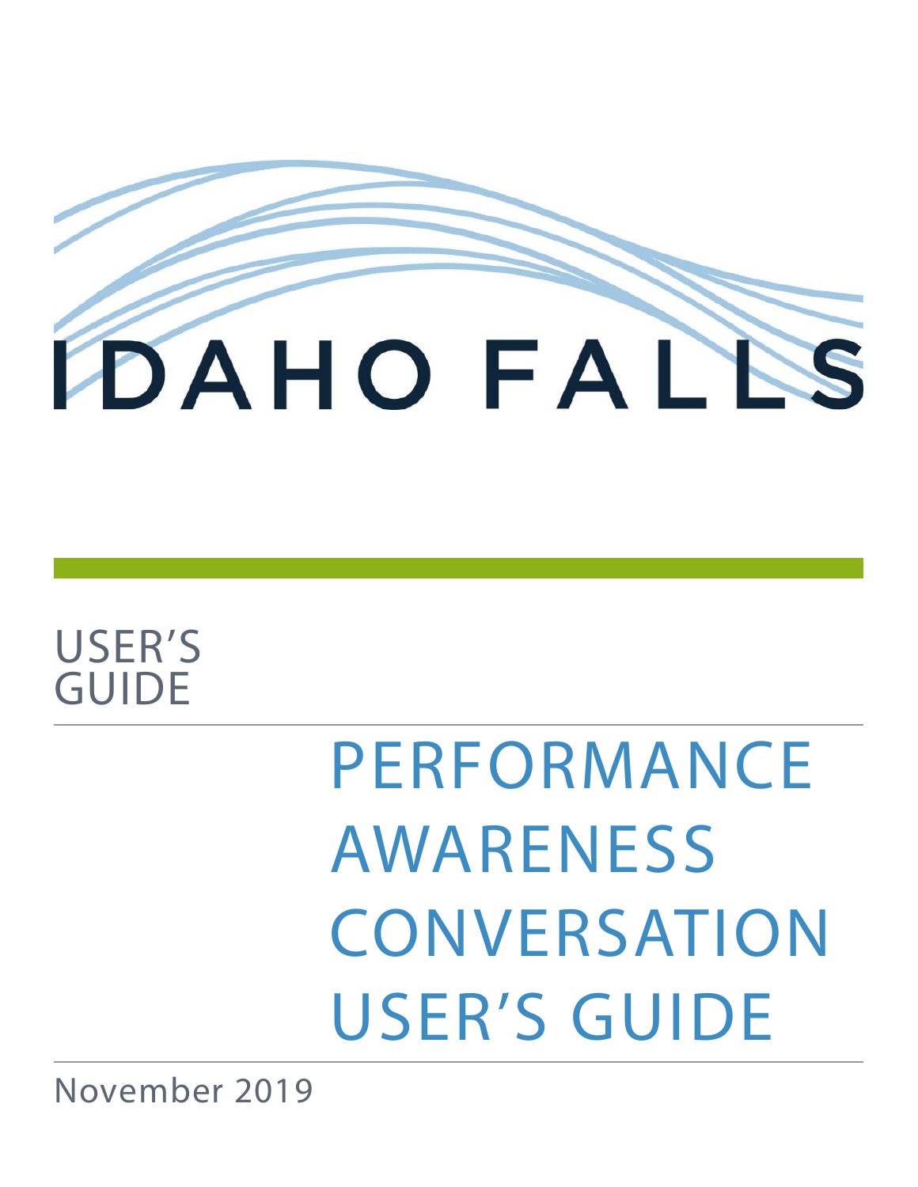IDAHO FALLS

USER'S GUIDE

# PERFORMANCE AWARENESS CONVERSATION USER'S GUIDE

November 2019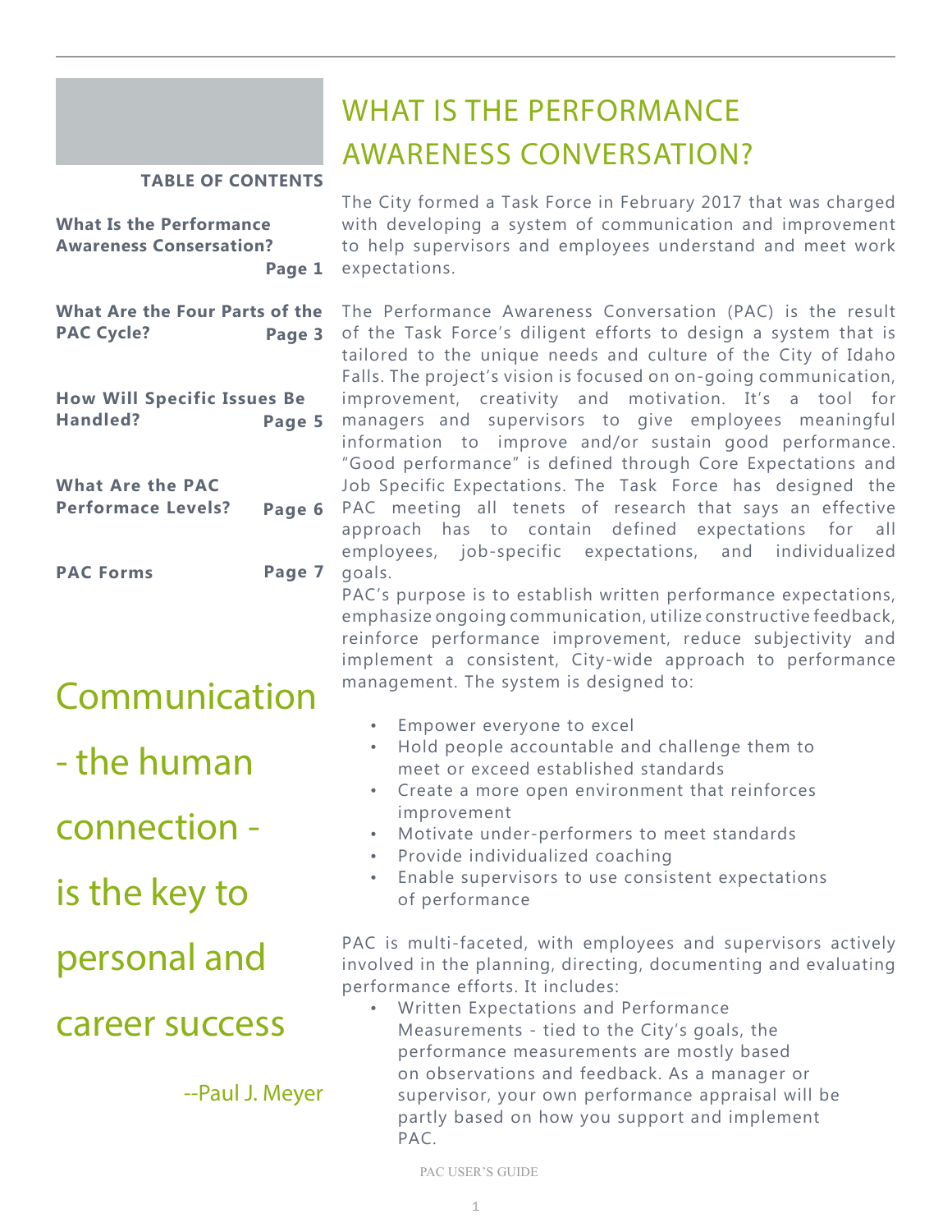**TABLE OF CONTENTS**

| | |
|---|---|
| **What Is the Performance Awareness Consersation?** | **Page 1** |
| **What Are the Four Parts of the PAC Cycle?** | **Page 3** |
| **How Will Specific Issues Be Handled?** | **Page 5** |
| **What Are the PAC Performace Levels?** | **Page 6** |
| **PAC Forms** | **Page 7** |

Communication - the human connection - is the key to personal and career success

--Paul J. Meyer

# WHAT IS THE PERFORMANCE AWARENESS CONVERSATION?

The City formed a Task Force in February 2017 that was charged with developing a system of communication and improvement to help supervisors and employees understand and meet work expectations.

The Performance Awareness Conversation (PAC) is the result of the Task Force's diligent efforts to design a system that is tailored to the unique needs and culture of the City of Idaho Falls. The project's vision is focused on on-going communication, improvement, creativity and motivation. It's a tool for managers and supervisors to give employees meaningful information to improve and/or sustain good performance. "Good performance" is defined through Core Expectations and Job Specific Expectations. The Task Force has designed the PAC meeting all tenets of research that says an effective approach has to contain defined expectations for all employees, job-specific expectations, and individualized goals.

PAC's purpose is to establish written performance expectations, emphasize ongoing communication, utilize constructive feedback, reinforce performance improvement, reduce subjectivity and implement a consistent, City-wide approach to performance management. The system is designed to:

- Empower everyone to excel
- Hold people accountable and challenge them to meet or exceed established standards
- Create a more open environment that reinforces improvement
- Motivate under-performers to meet standards
- Provide individualized coaching
- Enable supervisors to use consistent expectations of performance

PAC is multi-faceted, with employees and supervisors actively involved in the planning, directing, documenting and evaluating performance efforts. It includes:

- Written Expectations and Performance Measurements - tied to the City's goals, the performance measurements are mostly based on observations and feedback. As a manager or supervisor, your own performance appraisal will be partly based on how you support and implement PAC.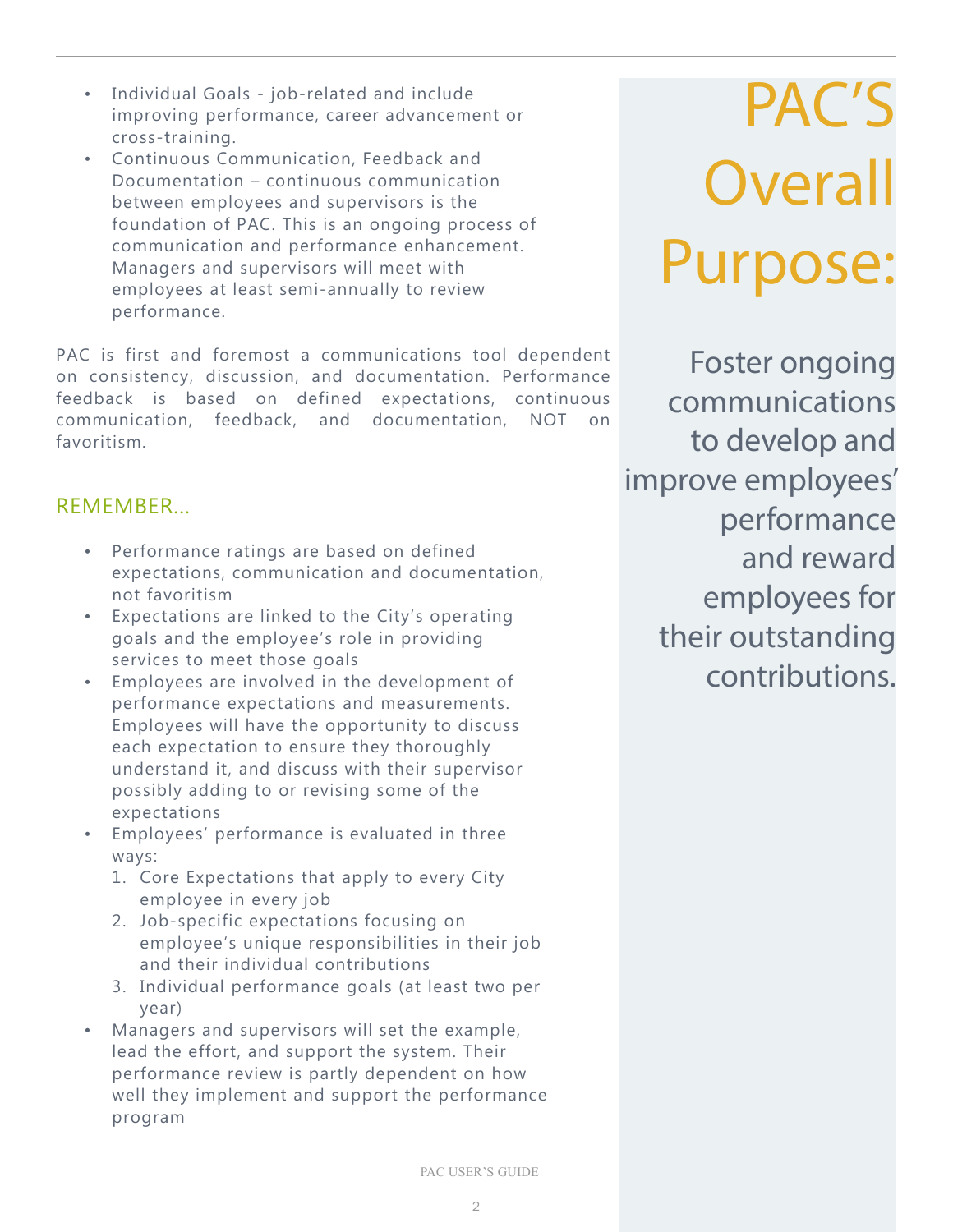- Individual Goals - job-related and include improving performance, career advancement or cross-training.
- Continuous Communication, Feedback and Documentation – continuous communication between employees and supervisors is the foundation of PAC. This is an ongoing process of communication and performance enhancement. Managers and supervisors will meet with employees at least semi-annually to review performance.

PAC is first and foremost a communications tool dependent on consistency, discussion, and documentation. Performance feedback is based on defined expectations, continuous communication, feedback, and documentation, NOT on favoritism.

## REMEMBER...

- Performance ratings are based on defined expectations, communication and documentation, not favoritism
- Expectations are linked to the City's operating goals and the employee's role in providing services to meet those goals
- Employees are involved in the development of performance expectations and measurements. Employees will have the opportunity to discuss each expectation to ensure they thoroughly understand it, and discuss with their supervisor possibly adding to or revising some of the expectations
- Employees' performance is evaluated in three ways:
  1. Core Expectations that apply to every City employee in every job
  2. Job-specific expectations focusing on employee's unique responsibilities in their job and their individual contributions
  3. Individual performance goals (at least two per year)
- Managers and supervisors will set the example, lead the effort, and support the system. Their performance review is partly dependent on how well they implement and support the performance program

# PAC'S Overall Purpose:

Foster ongoing communications to develop and improve employees' performance and reward employees for their outstanding contributions.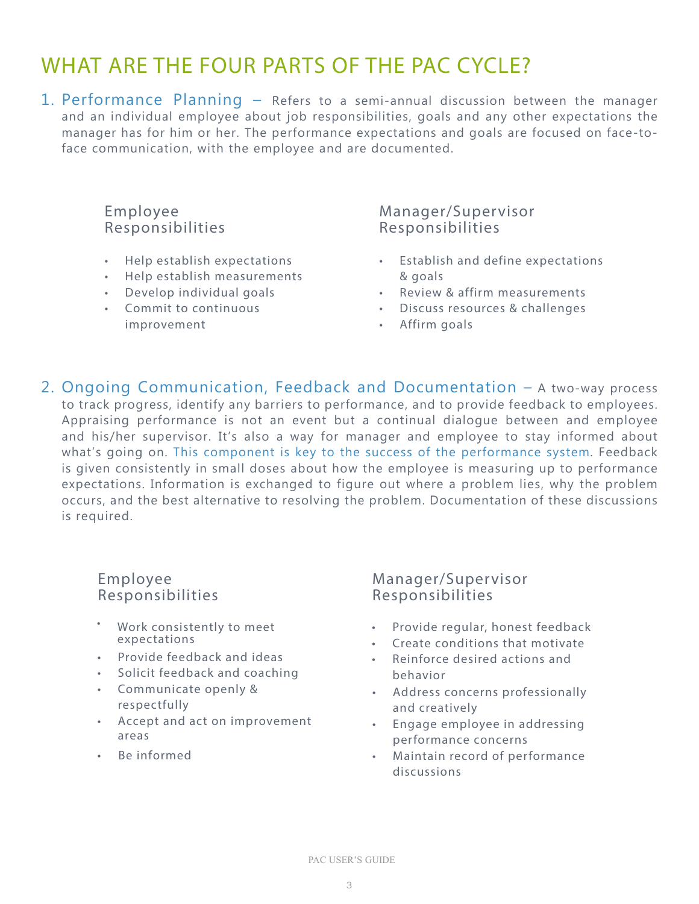# WHAT ARE THE FOUR PARTS OF THE PAC CYCLE?

1. **Performance Planning** – Refers to a semi-annual discussion between the manager and an individual employee about job responsibilities, goals and any other expectations the manager has for him or her. The performance expectations and goals are focused on face-to-face communication, with the employee and are documented.

### Employee Responsibilities

- Help establish expectations
- Help establish measurements
- Develop individual goals
- Commit to continuous improvement

### Manager/Supervisor Responsibilities

- Establish and define expectations & goals
- Review & affirm measurements
- Discuss resources & challenges
- Affirm goals

2. **Ongoing Communication, Feedback and Documentation** – A two-way process to track progress, identify any barriers to performance, and to provide feedback to employees. Appraising performance is not an event but a continual dialogue between and employee and his/her supervisor. It's also a way for manager and employee to stay informed about what's going on. This component is key to the success of the performance system. Feedback is given consistently in small doses about how the employee is measuring up to performance expectations. Information is exchanged to figure out where a problem lies, why the problem occurs, and the best alternative to resolving the problem. Documentation of these discussions is required.

### Employee Responsibilities

- Work consistently to meet expectations
- Provide feedback and ideas
- Solicit feedback and coaching
- Communicate openly & respectfully
- Accept and act on improvement areas
- Be informed

### Manager/Supervisor Responsibilities

- Provide regular, honest feedback
- Create conditions that motivate
- Reinforce desired actions and behavior
- Address concerns professionally and creatively
- Engage employee in addressing performance concerns
- Maintain record of performance discussions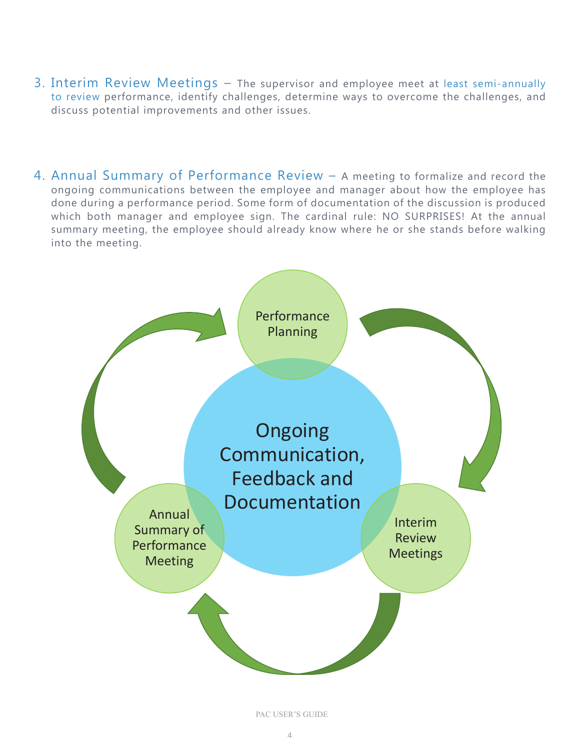3. Interim Review Meetings – The supervisor and employee meet at least semi-annually to review performance, identify challenges, determine ways to overcome the challenges, and discuss potential improvements and other issues.

4. Annual Summary of Performance Review – A meeting to formalize and record the ongoing communications between the employee and manager about how the employee has done during a performance period. Some form of documentation of the discussion is produced which both manager and employee sign. The cardinal rule: NO SURPRISES! At the annual summary meeting, the employee should already know where he or she stands before walking into the meeting.

Performance Planning

Ongoing Communication, Feedback and Documentation

Interim Review Meetings

Annual Summary of Performance Meeting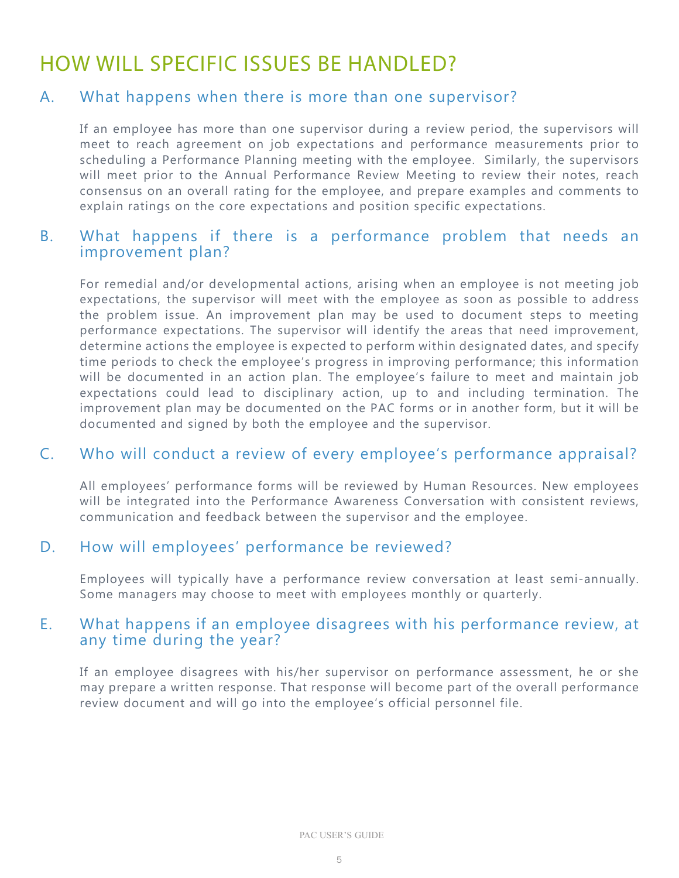# HOW WILL SPECIFIC ISSUES BE HANDLED?

## A. What happens when there is more than one supervisor?

If an employee has more than one supervisor during a review period, the supervisors will meet to reach agreement on job expectations and performance measurements prior to scheduling a Performance Planning meeting with the employee. Similarly, the supervisors will meet prior to the Annual Performance Review Meeting to review their notes, reach consensus on an overall rating for the employee, and prepare examples and comments to explain ratings on the core expectations and position specific expectations.

## B. What happens if there is a performance problem that needs an improvement plan?

For remedial and/or developmental actions, arising when an employee is not meeting job expectations, the supervisor will meet with the employee as soon as possible to address the problem issue. An improvement plan may be used to document steps to meeting performance expectations. The supervisor will identify the areas that need improvement, determine actions the employee is expected to perform within designated dates, and specify time periods to check the employee's progress in improving performance; this information will be documented in an action plan. The employee's failure to meet and maintain job expectations could lead to disciplinary action, up to and including termination. The improvement plan may be documented on the PAC forms or in another form, but it will be documented and signed by both the employee and the supervisor.

## C. Who will conduct a review of every employee's performance appraisal?

All employees' performance forms will be reviewed by Human Resources. New employees will be integrated into the Performance Awareness Conversation with consistent reviews, communication and feedback between the supervisor and the employee.

## D. How will employees' performance be reviewed?

Employees will typically have a performance review conversation at least semi-annually. Some managers may choose to meet with employees monthly or quarterly.

## E. What happens if an employee disagrees with his performance review, at any time during the year?

If an employee disagrees with his/her supervisor on performance assessment, he or she may prepare a written response. That response will become part of the overall performance review document and will go into the employee's official personnel file.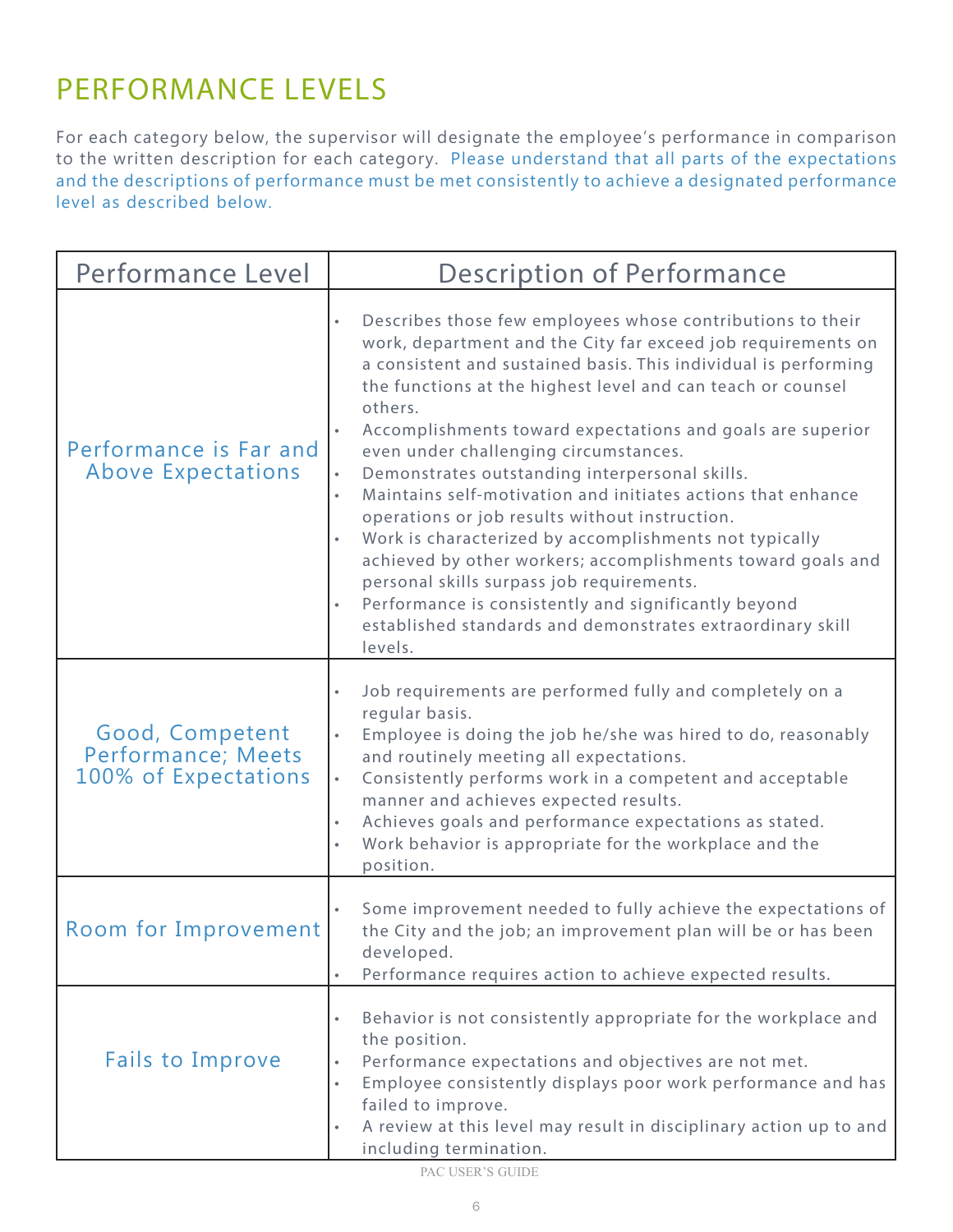# PERFORMANCE LEVELS

For each category below, the supervisor will designate the employee's performance in comparison to the written description for each category. Please understand that all parts of the expectations and the descriptions of performance must be met consistently to achieve a designated performance level as described below.

| Performance Level | Description of Performance |
|---|---|
| Performance is Far and Above Expectations | • Describes those few employees whose contributions to their work, department and the City far exceed job requirements on a consistent and sustained basis. This individual is performing the functions at the highest level and can teach or counsel others.<br>• Accomplishments toward expectations and goals are superior even under challenging circumstances.<br>• Demonstrates outstanding interpersonal skills.<br>• Maintains self-motivation and initiates actions that enhance operations or job results without instruction.<br>• Work is characterized by accomplishments not typically achieved by other workers; accomplishments toward goals and personal skills surpass job requirements.<br>• Performance is consistently and significantly beyond established standards and demonstrates extraordinary skill levels. |
| Good, Competent Performance; Meets 100% of Expectations | • Job requirements are performed fully and completely on a regular basis.<br>• Employee is doing the job he/she was hired to do, reasonably and routinely meeting all expectations.<br>• Consistently performs work in a competent and acceptable manner and achieves expected results.<br>• Achieves goals and performance expectations as stated.<br>• Work behavior is appropriate for the workplace and the position. |
| Room for Improvement | • Some improvement needed to fully achieve the expectations of the City and the job; an improvement plan will be or has been developed.<br>• Performance requires action to achieve expected results. |
| Fails to Improve | • Behavior is not consistently appropriate for the workplace and the position.<br>• Performance expectations and objectives are not met.<br>• Employee consistently displays poor work performance and has failed to improve.<br>• A review at this level may result in disciplinary action up to and including termination. |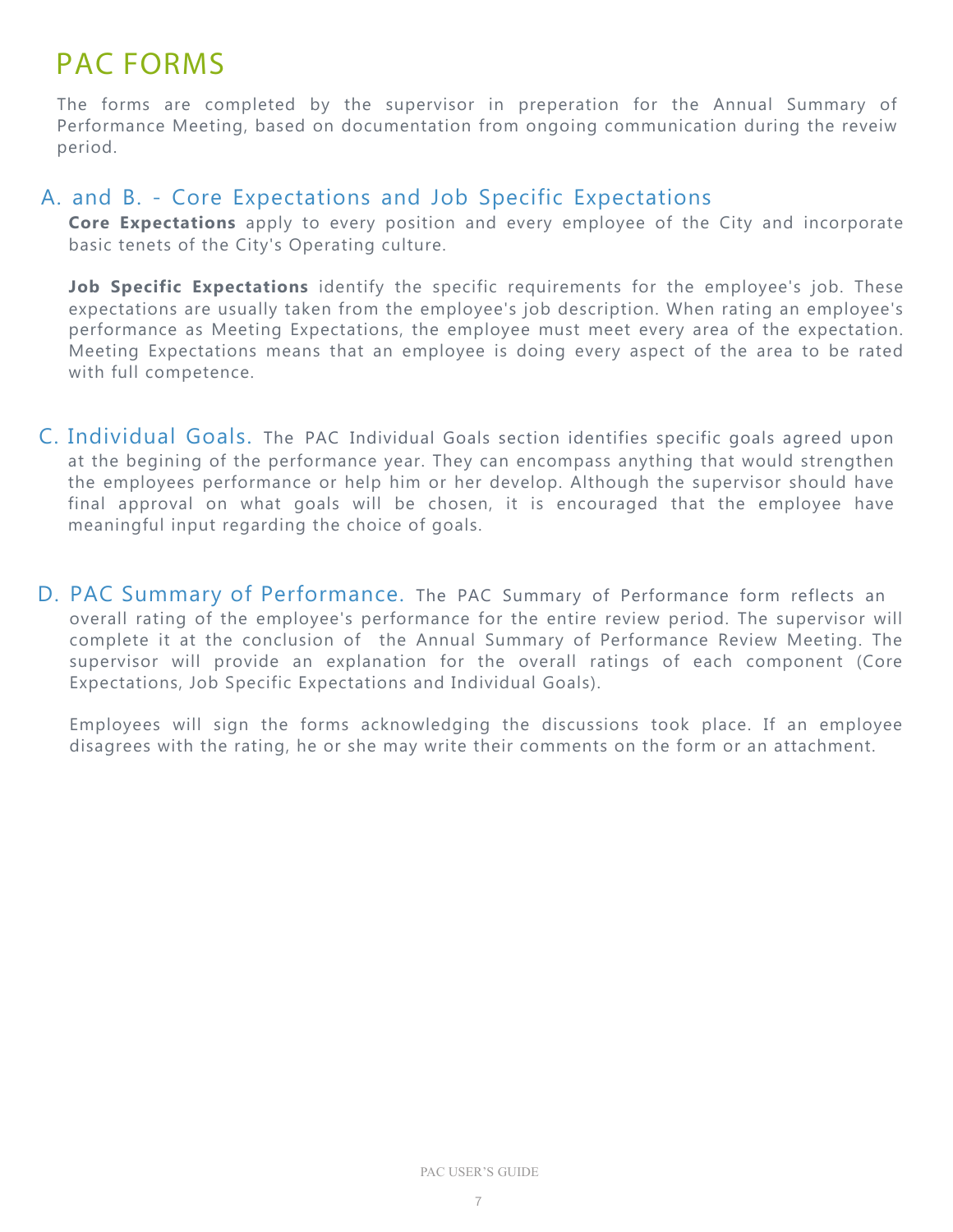# PAC FORMS

The forms are completed by the supervisor in preperation for the Annual Summary of Performance Meeting, based on documentation from ongoing communication during the reveiw period.

## A. and B. - Core Expectations and Job Specific Expectations

**Core Expectations** apply to every position and every employee of the City and incorporate basic tenets of the City's Operating culture.

**Job Specific Expectations** identify the specific requirements for the employee's job. These expectations are usually taken from the employee's job description. When rating an employee's performance as Meeting Expectations, the employee must meet every area of the expectation. Meeting Expectations means that an employee is doing every aspect of the area to be rated with full competence.

## C. Individual Goals.

The PAC Individual Goals section identifies specific goals agreed upon at the begining of the performance year. They can encompass anything that would strengthen the employees performance or help him or her develop. Although the supervisor should have final approval on what goals will be chosen, it is encouraged that the employee have meaningful input regarding the choice of goals.

## D. PAC Summary of Performance.

The PAC Summary of Performance form reflects an overall rating of the employee's performance for the entire review period. The supervisor will complete it at the conclusion of the Annual Summary of Performance Review Meeting. The supervisor will provide an explanation for the overall ratings of each component (Core Expectations, Job Specific Expectations and Individual Goals).

Employees will sign the forms acknowledging the discussions took place. If an employee disagrees with the rating, he or she may write their comments on the form or an attachment.